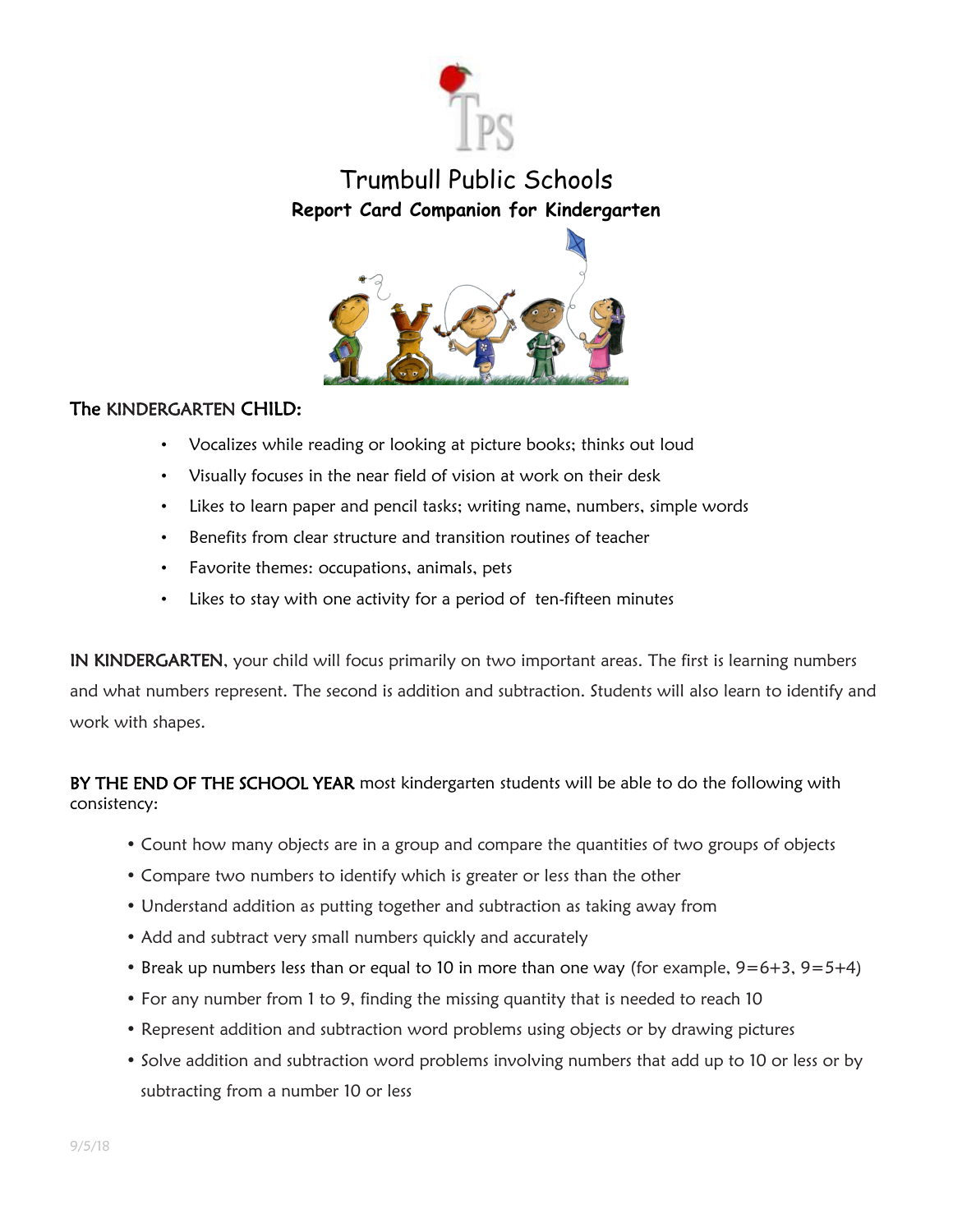# Trumbull Public Schools

## Report Card Companion for Kindergarten

**The KINDERGARTEN CHILD:**

- Vocalizes while reading or looking at picture books; thinks out loud
- Visually focuses in the near field of vision at work on their desk
- Likes to learn paper and pencil tasks; writing name, numbers, simple words
- Benefits from clear structure and transition routines of teacher
- Favorite themes: occupations, animals, pets
- Likes to stay with one activity for a period of ten-fifteen minutes

**IN KINDERGARTEN**, your child will focus primarily on two important areas. The first is learning numbers and what numbers represent. The second is addition and subtraction. Students will also learn to identify and work with shapes.

**BY THE END OF THE SCHOOL YEAR** most kindergarten students will be able to do the following with consistency:

- Count how many objects are in a group and compare the quantities of two groups of objects
- Compare two numbers to identify which is greater or less than the other
- Understand addition as putting together and subtraction as taking away from
- Add and subtract very small numbers quickly and accurately
- Break up numbers less than or equal to 10 in more than one way (for example, 9=6+3, 9=5+4)
- For any number from 1 to 9, finding the missing quantity that is needed to reach 10
- Represent addition and subtraction word problems using objects or by drawing pictures
- Solve addition and subtraction word problems involving numbers that add up to 10 or less or by subtracting from a number 10 or less

9/5/18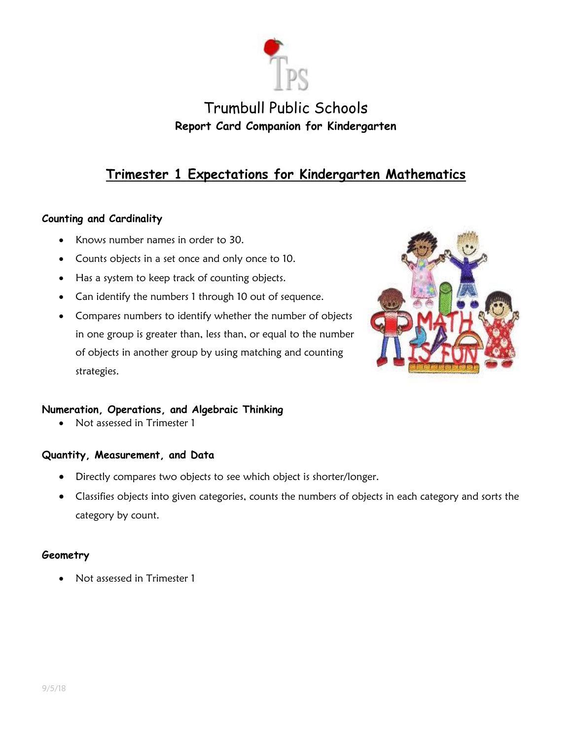# Trumbull Public Schools

**Report Card Companion for Kindergarten**

## Trimester 1 Expectations for Kindergarten Mathematics

### Counting and Cardinality

- Knows number names in order to 30.
- Counts objects in a set once and only once to 10.
- Has a system to keep track of counting objects.
- Can identify the numbers 1 through 10 out of sequence.
- Compares numbers to identify whether the number of objects in one group is greater than, less than, or equal to the number of objects in another group by using matching and counting strategies.

### Numeration, Operations, and Algebraic Thinking

- Not assessed in Trimester 1

### Quantity, Measurement, and Data

- Directly compares two objects to see which object is shorter/longer.
- Classifies objects into given categories, counts the numbers of objects in each category and sorts the category by count.

### Geometry

- Not assessed in Trimester 1

9/5/18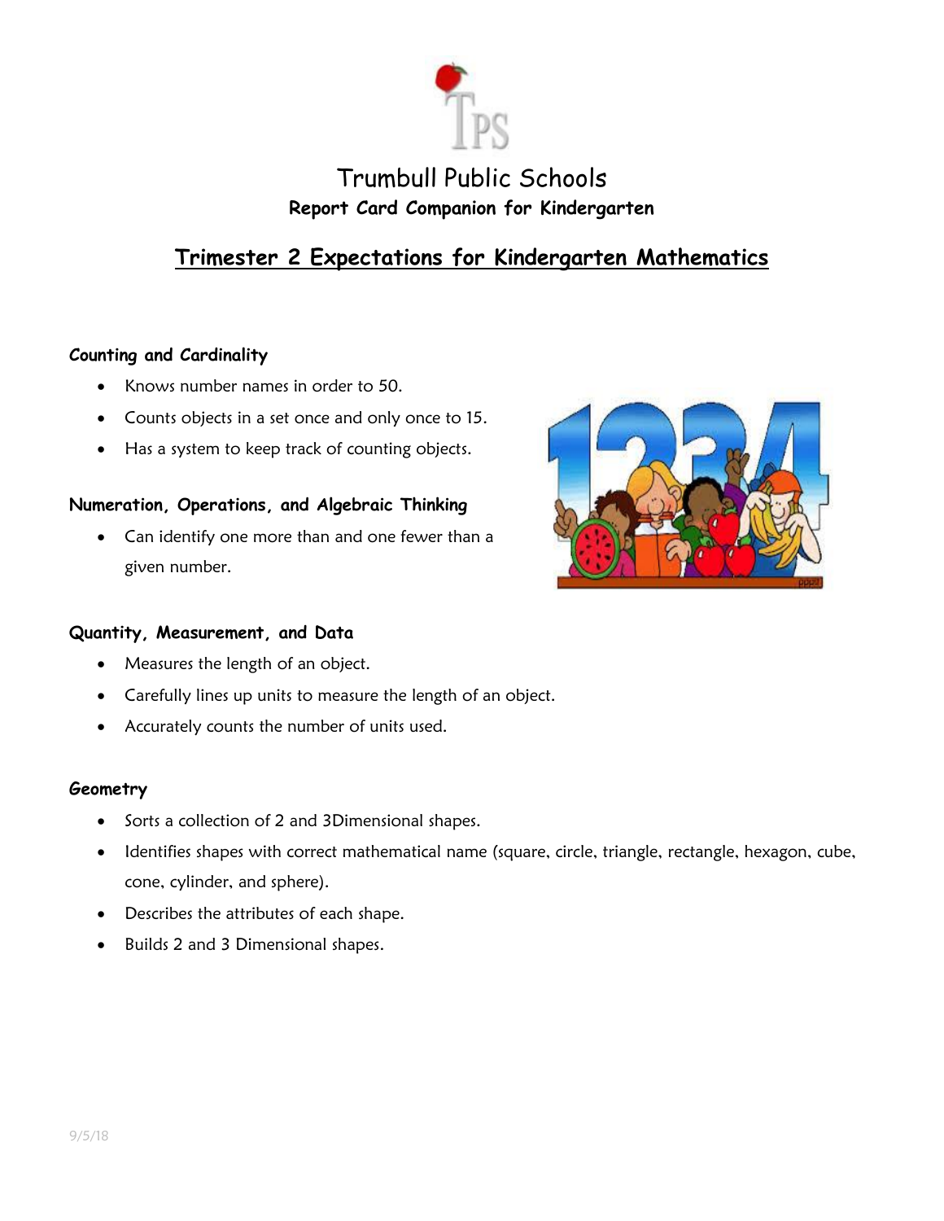# Trumbull Public Schools

**Report Card Companion for Kindergarten**

## Trimester 2 Expectations for Kindergarten Mathematics

### Counting and Cardinality

- Knows number names in order to 50.
- Counts objects in a set once and only once to 15.
- Has a system to keep track of counting objects.

### Numeration, Operations, and Algebraic Thinking

- Can identify one more than and one fewer than a given number.

### Quantity, Measurement, and Data

- Measures the length of an object.
- Carefully lines up units to measure the length of an object.
- Accurately counts the number of units used.

### Geometry

- Sorts a collection of 2 and 3Dimensional shapes.
- Identifies shapes with correct mathematical name (square, circle, triangle, rectangle, hexagon, cube, cone, cylinder, and sphere).
- Describes the attributes of each shape.
- Builds 2 and 3 Dimensional shapes.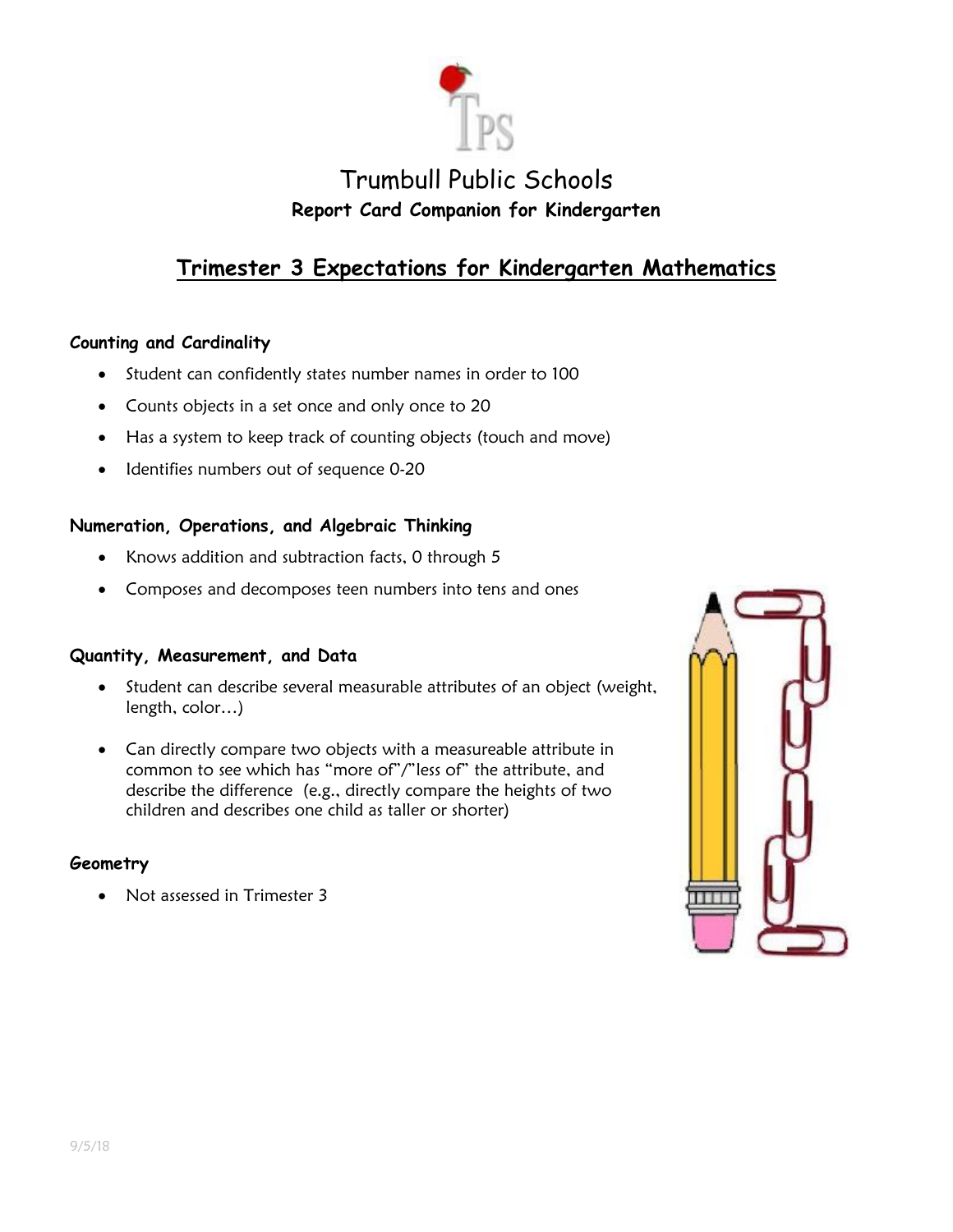# Trumbull Public Schools

**Report Card Companion for Kindergarten**

## Trimester 3 Expectations for Kindergarten Mathematics

**Counting and Cardinality**

- Student can confidently states number names in order to 100
- Counts objects in a set once and only once to 20
- Has a system to keep track of counting objects (touch and move)
- Identifies numbers out of sequence 0-20

**Numeration, Operations, and Algebraic Thinking**

- Knows addition and subtraction facts, 0 through 5
- Composes and decomposes teen numbers into tens and ones

**Quantity, Measurement, and Data**

- Student can describe several measurable attributes of an object (weight, length, color…)
- Can directly compare two objects with a measureable attribute in common to see which has "more of"/"less of" the attribute, and describe the difference (e.g., directly compare the heights of two children and describes one child as taller or shorter)

**Geometry**

- Not assessed in Trimester 3

9/5/18